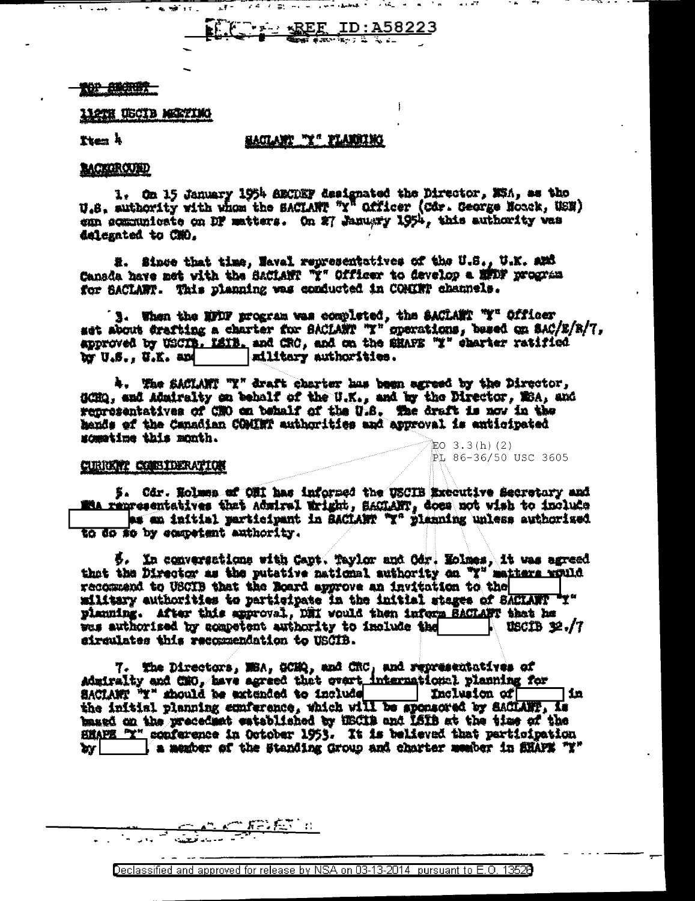REF ID:A58223

TOP SECRET

112TH USCIB MEETING

Item 4

## SACLANT "Y" PLANNING

### BACKGROUND

1. On 15 January 1954 SECDEF designated the Director, NSA, as the U.S. authority with whom the SACLANT "Y" Officer (Cdr. George Noack, USN) can communicate on DF matters. On 27 January 1954, this authority was delegated to CNO.

2. Since that time, Naval representatives of the U.S., U.K. and Canada have met with the SACLANT "Y" Officer to develop a HFDF program for SACLANT. This planning was conducted in COMINT channels.

3. When the HFDF program was completed, the SACLANT "Y" Officer set about drafting a charter for SACLANT "Y" operations, based on SAC/E/R/7, approved by USCIB, LSIB, and CRC, and on the SHAPE "Y" charter ratified by U.S., U.K. and [ ] military authorities.

4. The SACLANT "Y" draft charter has been agreed by the Director, GCHQ, and Admiralty on behalf of the U.K., and by the Director, NSA, and representatives of CNO on behalf of the U.S. The draft is now in the hands of the Canadian COMINT authorities and approval is anticipated sometime this month.

EO 3.3(h)(2)
PL 86-36/50 USC 3605

### CURRENT CONSIDERATION

5. Cdr. Holmes of ONI has informed the USCIB Executive Secretary and NSA representatives that Admiral Wright, SACLANT, does not wish to include [ ] as an initial participant in SACLANT "Y" planning unless authorized to do so by competent authority.

6. In conversations with Capt. Taylor and Cdr. Holmes, it was agreed that the Director as the putative national authority on "Y" matters would recommend to USCIB that the Board approve an invitation to the [ ] military authorities to participate in the initial stages of SACLANT "Y" planning. After this approval, DNI would then inform SACLANT that he was authorized by competent authority to include the [ ]. USCIB 32./7 circulates this recommendation to USCIB.

7. The Directors, NSA, GCHQ, and CRC, and representatives of Admiralty and CNO, have agreed that overt international planning for SACLANT "Y" should be extended to include [ ]. Inclusion of [ ] in the initial planning conference, which will be sponsored by SACLANT, is based on the precedent established by USCIB and LSIB at the time of the SHAPE "Y" conference in October 1953. It is believed that participation by [ ], a member of the Standing Group and charter member in SHAPE "Y"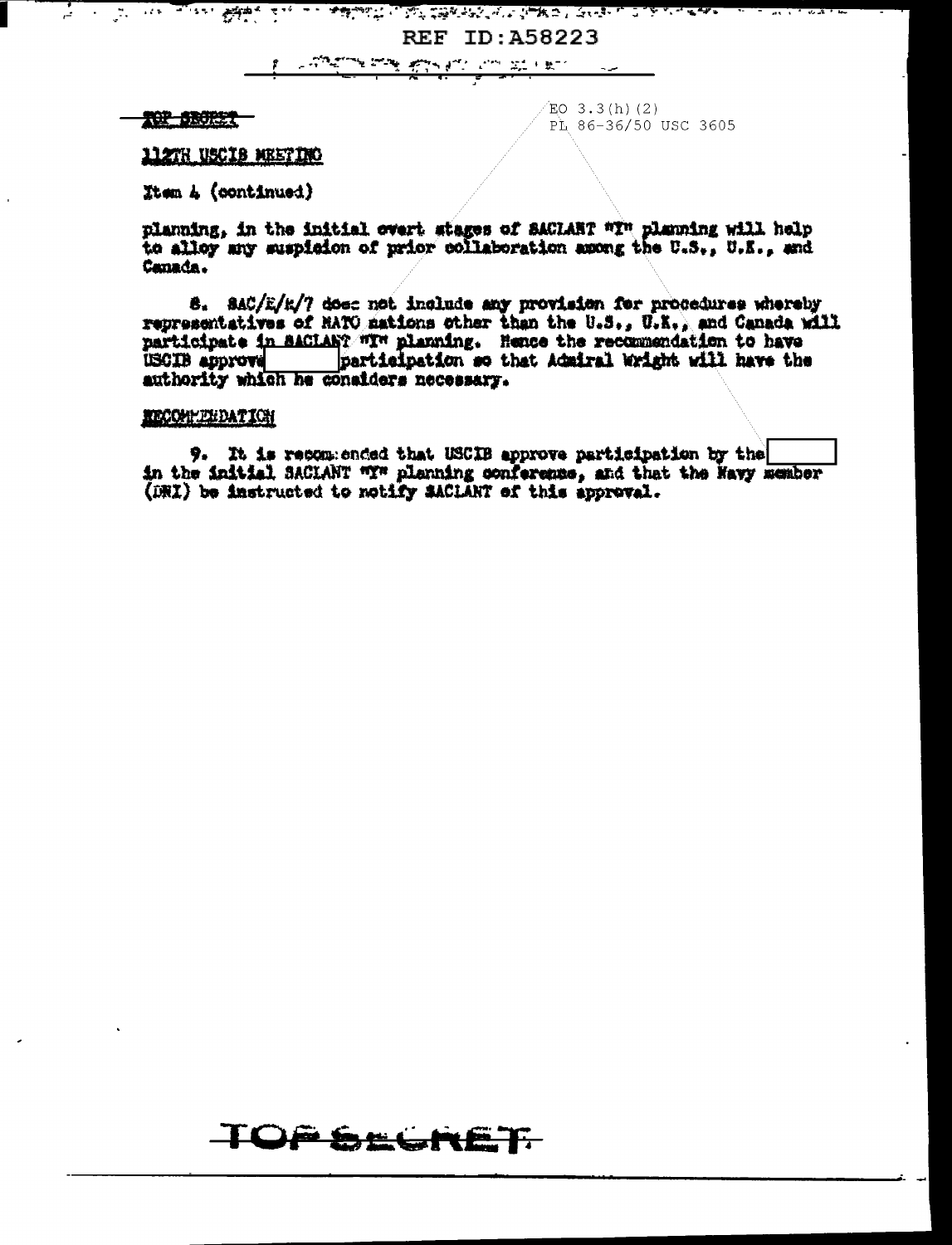TOP SECRET

EO 3.3(h)(2)
PL 86-36/50 USC 3605

112TH USCIB MEETING

Item 4 (continued)

planning, in the initial overt stages of SACLANT "Y" planning will help to allay any suspicion of prior collaboration among the U.S., U.K., and Canada.

8. SAC/E/R/7 does not include any provision for procedures whereby representatives of NATO nations other than the U.S., U.K., and Canada will participate in SACLANT "Y" planning. Hence the recommendation to have USCIB approve [ ] participation so that Admiral Wright will have the authority which he considers necessary.

RECOMMENDATION

9. It is recommended that USCIB approve participation by the [ ] in the initial SACLANT "Y" planning conference, and that the Navy member (DNI) be instructed to notify SACLANT of this approval.

TOP SECRET